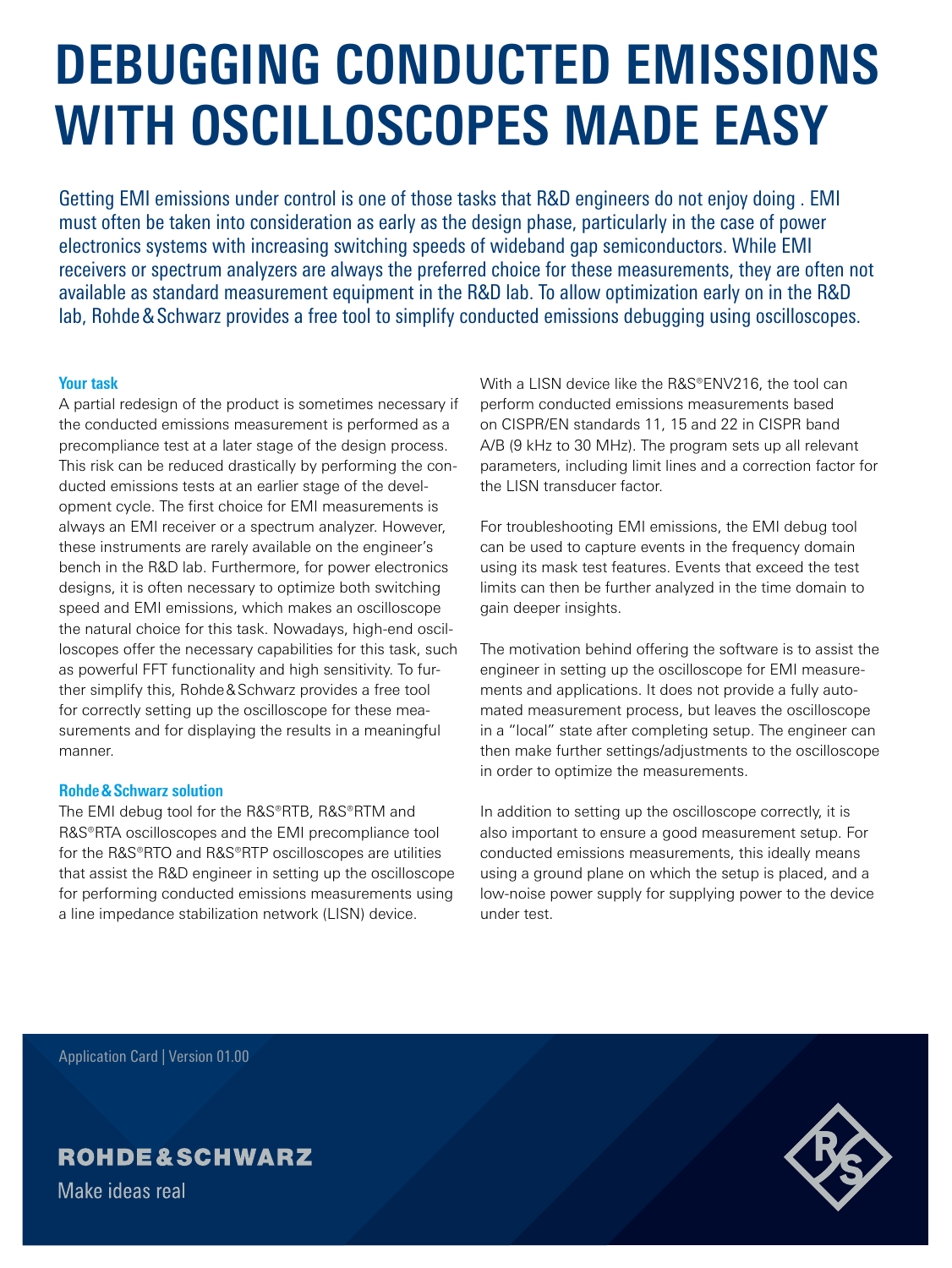# DEBUGGING CONDUCTED EMISSIONS WITH OSCILLOSCOPES MADE EASY

Getting EMI emissions under control is one of those tasks that R&D engineers do not enjoy doing . EMI must often be taken into consideration as early as the design phase, particularly in the case of power electronics systems with increasing switching speeds of wideband gap semiconductors. While EMI receivers or spectrum analyzers are always the preferred choice for these measurements, they are often not available as standard measurement equipment in the R&D lab. To allow optimization early on in the R&D lab, Rohde & Schwarz provides a free tool to simplify conducted emissions debugging using oscilloscopes.

### Your task

A partial redesign of the product is sometimes necessary if the conducted emissions measurement is performed as a precompliance test at a later stage of the design process. This risk can be reduced drastically by performing the conducted emissions tests at an earlier stage of the development cycle. The first choice for EMI measurements is always an EMI receiver or a spectrum analyzer. However, these instruments are rarely available on the engineer's bench in the R&D lab. Furthermore, for power electronics designs, it is often necessary to optimize both switching speed and EMI emissions, which makes an oscilloscope the natural choice for this task. Nowadays, high-end oscilloscopes offer the necessary capabilities for this task, such as powerful FFT functionality and high sensitivity. To further simplify this, Rohde & Schwarz provides a free tool for correctly setting up the oscilloscope for these measurements and for displaying the results in a meaningful manner.

### Rohde & Schwarz solution

The EMI debug tool for the R&S®RTB, R&S®RTM and R&S®RTA oscilloscopes and the EMI precompliance tool for the R&S®RTO and R&S®RTP oscilloscopes are utilities that assist the R&D engineer in setting up the oscilloscope for performing conducted emissions measurements using a line impedance stabilization network (LISN) device.

With a LISN device like the R&S®ENV216, the tool can perform conducted emissions measurements based on CISPR/EN standards 11, 15 and 22 in CISPR band A/B (9 kHz to 30 MHz). The program sets up all relevant parameters, including limit lines and a correction factor for the LISN transducer factor.

For troubleshooting EMI emissions, the EMI debug tool can be used to capture events in the frequency domain using its mask test features. Events that exceed the test limits can then be further analyzed in the time domain to gain deeper insights.

The motivation behind offering the software is to assist the engineer in setting up the oscilloscope for EMI measurements and applications. It does not provide a fully automated measurement process, but leaves the oscilloscope in a "local" state after completing setup. The engineer can then make further settings/adjustments to the oscilloscope in order to optimize the measurements.

In addition to setting up the oscilloscope correctly, it is also important to ensure a good measurement setup. For conducted emissions measurements, this ideally means using a ground plane on which the setup is placed, and a low-noise power supply for supplying power to the device under test.

Application Card | Version 01.00

ROHDE & SCHWARZ

Make ideas real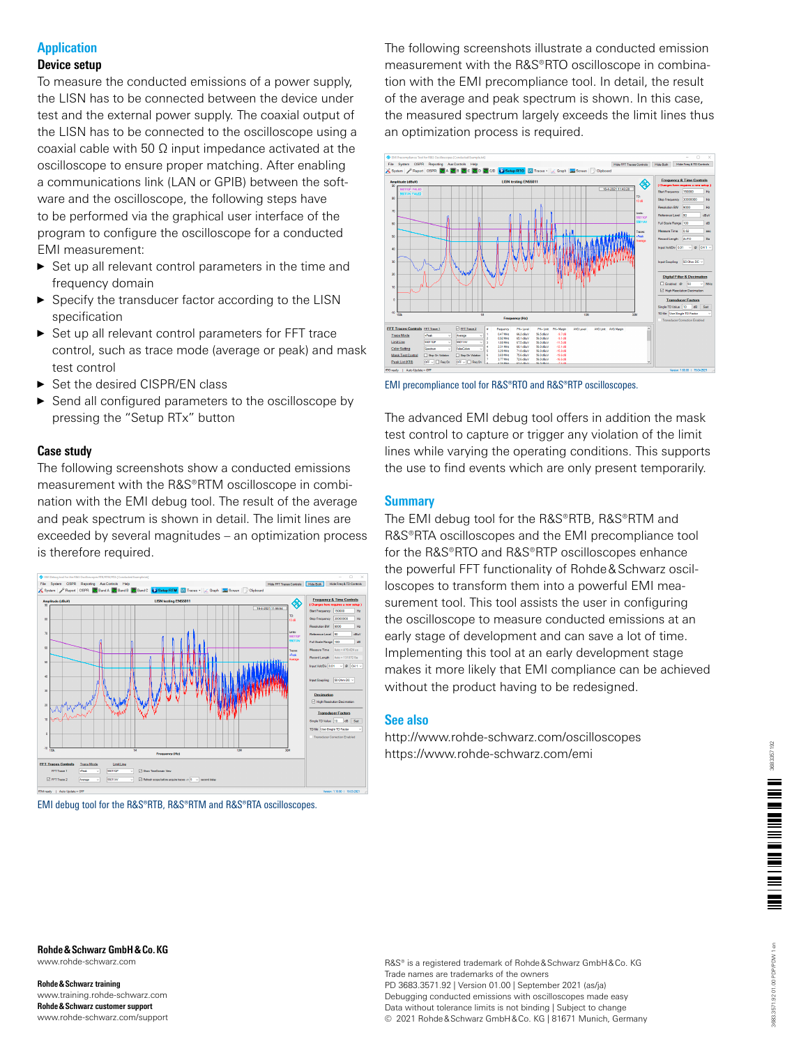## Application

### Device setup

To measure the conducted emissions of a power supply, the LISN has to be connected between the device under test and the external power supply. The coaxial output of the LISN has to be connected to the oscilloscope using a coaxial cable with 50 Ω input impedance activated at the oscilloscope to ensure proper matching. After enabling a communications link (LAN or GPIB) between the software and the oscilloscope, the following steps have to be performed via the graphical user interface of the program to configure the oscilloscope for a conducted EMI measurement:

- Set up all relevant control parameters in the time and frequency domain
- Specify the transducer factor according to the LISN specification
- Set up all relevant control parameters for FFT trace control, such as trace mode (average or peak) and mask test control
- Set the desired CISPR/EN class
- Send all configured parameters to the oscilloscope by pressing the "Setup RTx" button

### Case study

The following screenshots show a conducted emissions measurement with the R&S®RTM oscilloscope in combination with the EMI debug tool. The result of the average and peak spectrum is shown in detail. The limit lines are exceeded by several magnitudes – an optimization process is therefore required.

EMI debug tool for the R&S®RTB, R&S®RTM and R&S®RTA oscilloscopes.

The following screenshots illustrate a conducted emission measurement with the R&S®RTO oscilloscope in combination with the EMI precompliance tool. In detail, the result of the average and peak spectrum is shown. In this case, the measured spectrum largely exceeds the limit lines thus an optimization process is required.

EMI precompliance tool for R&S®RTO and R&S®RTP oscilloscopes.

The advanced EMI debug tool offers in addition the mask test control to capture or trigger any violation of the limit lines while varying the operating conditions. This supports the use to find events which are only present temporarily.

## Summary

The EMI debug tool for the R&S®RTB, R&S®RTM and R&S®RTA oscilloscopes and the EMI precompliance tool for the R&S®RTO and R&S®RTP oscilloscopes enhance the powerful FFT functionality of Rohde & Schwarz oscilloscopes to transform them into a powerful EMI measurement tool. This tool assists the user in configuring the oscilloscope to measure conducted emissions at an early stage of development and can save a lot of time. Implementing this tool at an early development stage makes it more likely that EMI compliance can be achieved without the product having to be redesigned.

## See also

http://www.rohde-schwarz.com/oscilloscopes
https://www.rohde-schwarz.com/emi

**Rohde & Schwarz GmbH & Co. KG**
www.rohde-schwarz.com

**Rohde & Schwarz training**
www.training.rohde-schwarz.com
**Rohde & Schwarz customer support**
www.rohde-schwarz.com/support

R&S® is a registered trademark of Rohde & Schwarz GmbH & Co. KG
Trade names are trademarks of the owners
PD 3683.3571.92 | Version 01.00 | September 2021 (as/ja)
Debugging conducted emissions with oscilloscopes made easy
Data without tolerance limits is not binding | Subject to change
© 2021 Rohde & Schwarz GmbH & Co. KG | 81671 Munich, Germany

3683357192

3683.3571.92 01.00 PDP/PDW 1 en